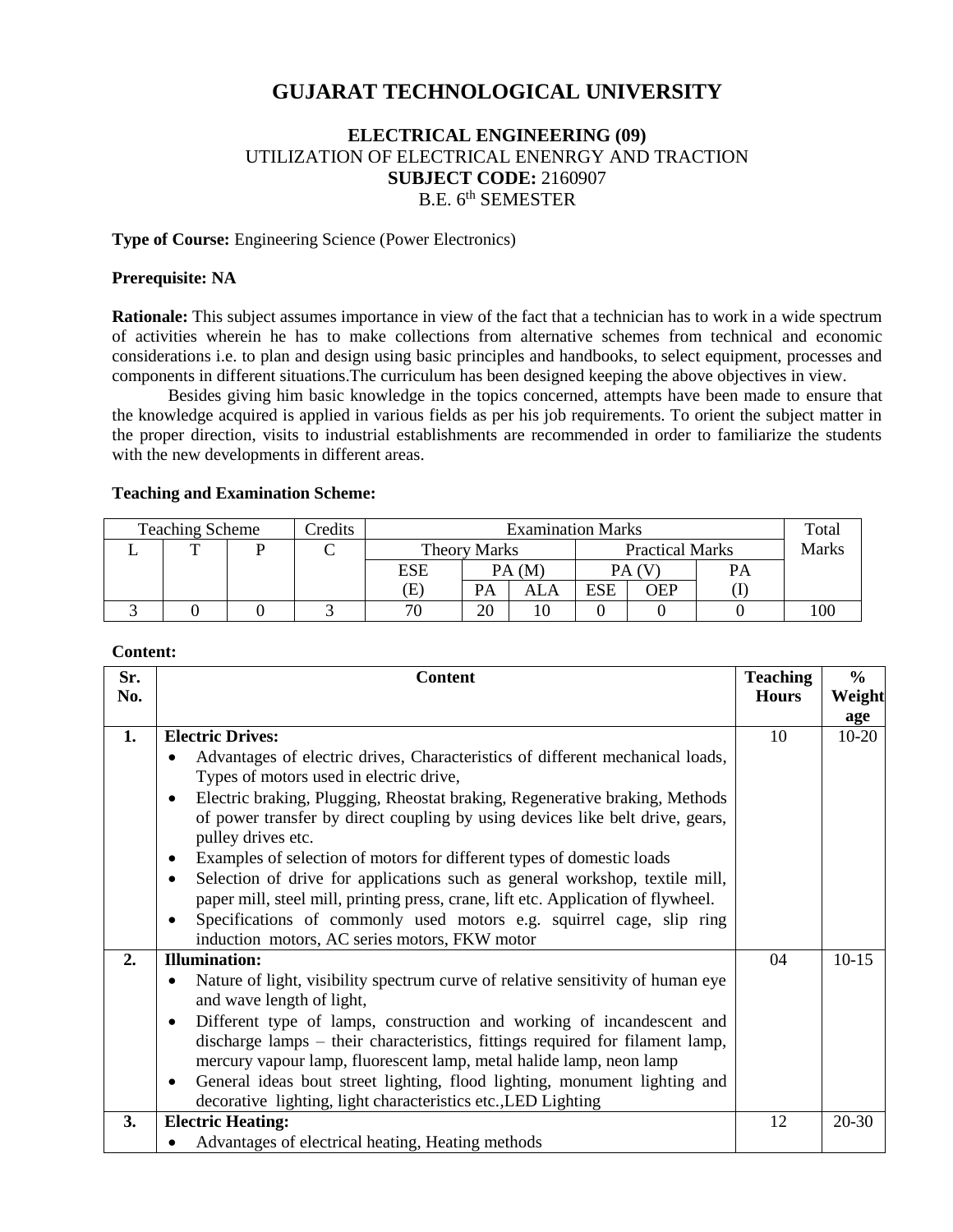# GUJARAT TECHNOLOGICAL UNIVERSITY

## ELECTRICAL ENGINEERING (09)

UTILIZATION OF ELECTRICAL ENENRGY AND TRACTION

**SUBJECT CODE:** 2160907

B.E. 6th SEMESTER

**Type of Course:** Engineering Science (Power Electronics)

**Prerequisite: NA**

**Rationale:** This subject assumes importance in view of the fact that a technician has to work in a wide spectrum of activities wherein he has to make collections from alternative schemes from technical and economic considerations i.e. to plan and design using basic principles and handbooks, to select equipment, processes and components in different situations.The curriculum has been designed keeping the above objectives in view.

Besides giving him basic knowledge in the topics concerned, attempts have been made to ensure that the knowledge acquired is applied in various fields as per his job requirements. To orient the subject matter in the proper direction, visits to industrial establishments are recommended in order to familiarize the students with the new developments in different areas.

**Teaching and Examination Scheme:**

| Teaching Scheme | | | Credits | Examination Marks | | | | | | Total Marks |
|---|---|---|---|---|---|---|---|---|---|---|
| | | | | Theory Marks | | | Practical Marks | | | |
| L | T | P | C | ESE (E) | PA (M) | | PA (V) | | PA (I) | |
| | | | | | PA | ALA | ESE | OEP | | |
| 3 | 0 | 0 | 3 | 70 | 20 | 10 | 0 | 0 | 0 | 100 |

**Content:**

| Sr. No. | Content | Teaching Hours | % Weightage |
|---|---|---|---|
| **1.** | **Electric Drives:**<br>• Advantages of electric drives, Characteristics of different mechanical loads, Types of motors used in electric drive,<br>• Electric braking, Plugging, Rheostat braking, Regenerative braking, Methods of power transfer by direct coupling by using devices like belt drive, gears, pulley drives etc.<br>• Examples of selection of motors for different types of domestic loads<br>• Selection of drive for applications such as general workshop, textile mill, paper mill, steel mill, printing press, crane, lift etc. Application of flywheel.<br>• Specifications of commonly used motors e.g. squirrel cage, slip ring induction motors, AC series motors, FKW motor | 10 | 10-20 |
| **2.** | **Illumination:**<br>• Nature of light, visibility spectrum curve of relative sensitivity of human eye and wave length of light,<br>• Different type of lamps, construction and working of incandescent and discharge lamps – their characteristics, fittings required for filament lamp, mercury vapour lamp, fluorescent lamp, metal halide lamp, neon lamp<br>• General ideas bout street lighting, flood lighting, monument lighting and decorative lighting, light characteristics etc.,LED Lighting | 04 | 10-15 |
| **3.** | **Electric Heating:**<br>• Advantages of electrical heating, Heating methods | 12 | 20-30 |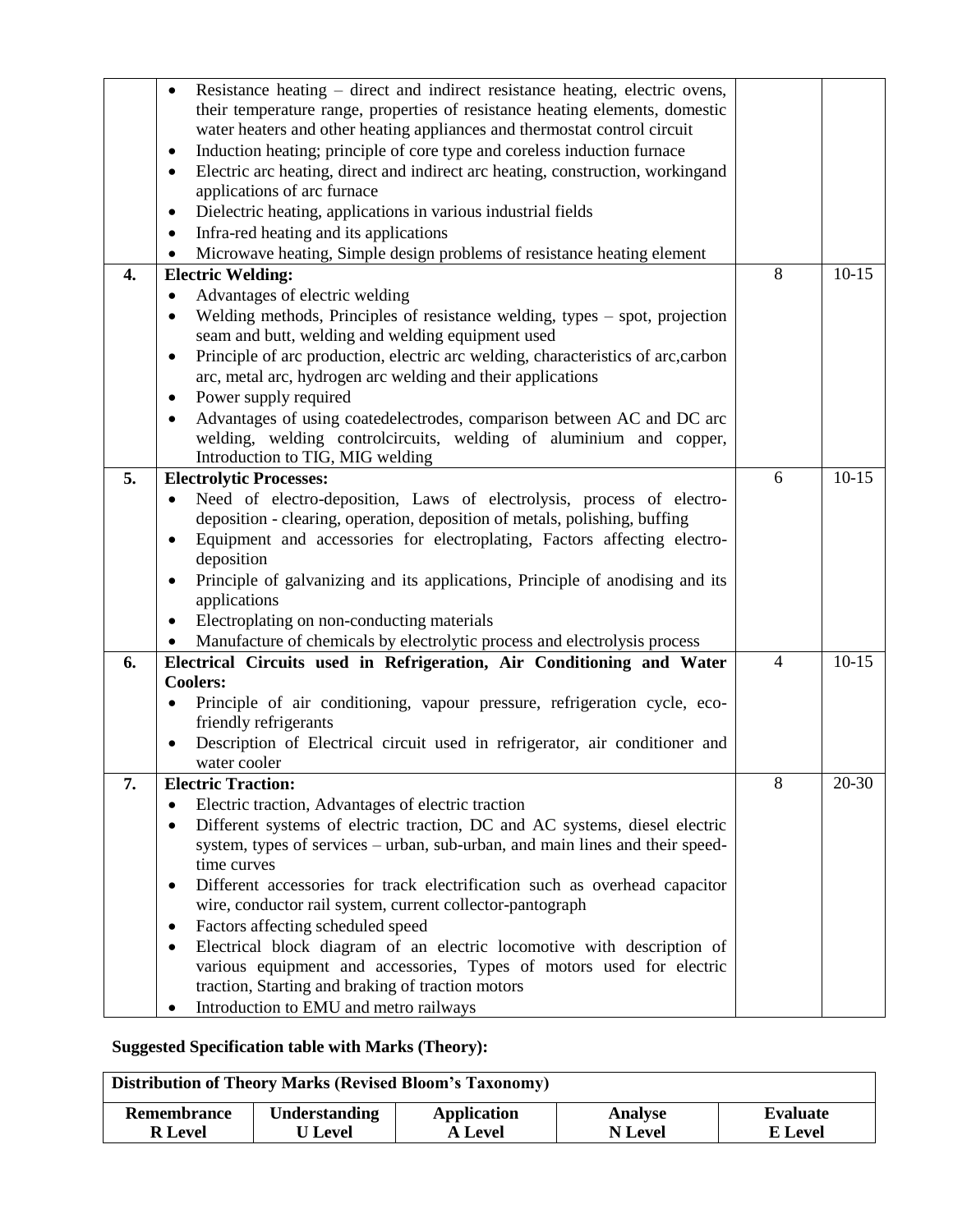| | | | |
|---|---|---|---|
| | • Resistance heating – direct and indirect resistance heating, electric ovens, their temperature range, properties of resistance heating elements, domestic water heaters and other heating appliances and thermostat control circuit<br>• Induction heating; principle of core type and coreless induction furnace<br>• Electric arc heating, direct and indirect arc heating, construction, workingand applications of arc furnace<br>• Dielectric heating, applications in various industrial fields<br>• Infra-red heating and its applications<br>• Microwave heating, Simple design problems of resistance heating element | | |
| **4.** | **Electric Welding:**<br>• Advantages of electric welding<br>• Welding methods, Principles of resistance welding, types – spot, projection seam and butt, welding and welding equipment used<br>• Principle of arc production, electric arc welding, characteristics of arc,carbon arc, metal arc, hydrogen arc welding and their applications<br>• Power supply required<br>• Advantages of using coatedelectrodes, comparison between AC and DC arc welding, welding controlcircuits, welding of aluminium and copper, Introduction to TIG, MIG welding | 8 | 10-15 |
| **5.** | **Electrolytic Processes:**<br>• Need of electro-deposition, Laws of electrolysis, process of electro-deposition - clearing, operation, deposition of metals, polishing, buffing<br>• Equipment and accessories for electroplating, Factors affecting electro-deposition<br>• Principle of galvanizing and its applications, Principle of anodising and its applications<br>• Electroplating on non-conducting materials<br>• Manufacture of chemicals by electrolytic process and electrolysis process | 6 | 10-15 |
| **6.** | **Electrical Circuits used in Refrigeration, Air Conditioning and Water Coolers:**<br>• Principle of air conditioning, vapour pressure, refrigeration cycle, eco-friendly refrigerants<br>• Description of Electrical circuit used in refrigerator, air conditioner and water cooler | 4 | 10-15 |
| **7.** | **Electric Traction:**<br>• Electric traction, Advantages of electric traction<br>• Different systems of electric traction, DC and AC systems, diesel electric system, types of services – urban, sub-urban, and main lines and their speed-time curves<br>• Different accessories for track electrification such as overhead capacitor wire, conductor rail system, current collector-pantograph<br>• Factors affecting scheduled speed<br>• Electrical block diagram of an electric locomotive with description of various equipment and accessories, Types of motors used for electric traction, Starting and braking of traction motors<br>• Introduction to EMU and metro railways | 8 | 20-30 |

**Suggested Specification table with Marks (Theory):**

| **Distribution of Theory Marks (Revised Bloom's Taxonomy)** | | | | |
|---|---|---|---|---|
| **Remembrance R Level** | **Understanding U Level** | **Application A Level** | **Analyse N Level** | **Evaluate E Level** |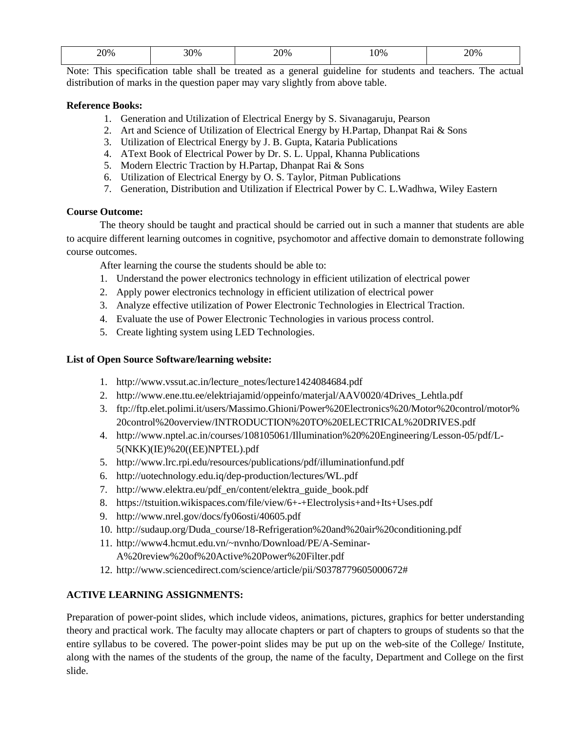| | | | | |
|---|---|---|---|---|
| 20% | 30% | 20% | 10% | 20% |

Note: This specification table shall be treated as a general guideline for students and teachers. The actual distribution of marks in the question paper may vary slightly from above table.

**Reference Books:**

1. Generation and Utilization of Electrical Energy by S. Sivanagaruju, Pearson
2. Art and Science of Utilization of Electrical Energy by H.Partap, Dhanpat Rai & Sons
3. Utilization of Electrical Energy by J. B. Gupta, Kataria Publications
4. AText Book of Electrical Power by Dr. S. L. Uppal, Khanna Publications
5. Modern Electric Traction by H.Partap, Dhanpat Rai & Sons
6. Utilization of Electrical Energy by O. S. Taylor, Pitman Publications
7. Generation, Distribution and Utilization if Electrical Power by C. L.Wadhwa, Wiley Eastern

**Course Outcome:**

The theory should be taught and practical should be carried out in such a manner that students are able to acquire different learning outcomes in cognitive, psychomotor and affective domain to demonstrate following course outcomes.

After learning the course the students should be able to:

1. Understand the power electronics technology in efficient utilization of electrical power
2. Apply power electronics technology in efficient utilization of electrical power
3. Analyze effective utilization of Power Electronic Technologies in Electrical Traction.
4. Evaluate the use of Power Electronic Technologies in various process control.
5. Create lighting system using LED Technologies.

**List of Open Source Software/learning website:**

1. http://www.vssut.ac.in/lecture_notes/lecture1424084684.pdf
2. http://www.ene.ttu.ee/elektriajamid/oppeinfo/materjal/AAV0020/4Drives_Lehtla.pdf
3. ftp://ftp.elet.polimi.it/users/Massimo.Ghioni/Power%20Electronics%20/Motor%20control/motor%20control%20overview/INTRODUCTION%20TO%20ELECTRICAL%20DRIVES.pdf
4. http://www.nptel.ac.in/courses/108105061/Illumination%20%20Engineering/Lesson-05/pdf/L-5(NKK)(IE)%20((EE)NPTEL).pdf
5. http://www.lrc.rpi.edu/resources/publications/pdf/illuminationfund.pdf
6. http://uotechnology.edu.iq/dep-production/lectures/WL.pdf
7. http://www.elektra.eu/pdf_en/content/elektra_guide_book.pdf
8. https://tstuition.wikispaces.com/file/view/6+-+Electrolysis+and+Its+Uses.pdf
9. http://www.nrel.gov/docs/fy06osti/40605.pdf
10. http://sudaup.org/Duda_course/18-Refrigeration%20and%20air%20conditioning.pdf
11. http://www4.hcmut.edu.vn/~nvnho/Download/PE/A-Seminar-A%20review%20of%20Active%20Power%20Filter.pdf
12. http://www.sciencedirect.com/science/article/pii/S0378779605000672#

**ACTIVE LEARNING ASSIGNMENTS:**

Preparation of power-point slides, which include videos, animations, pictures, graphics for better understanding theory and practical work. The faculty may allocate chapters or part of chapters to groups of students so that the entire syllabus to be covered. The power-point slides may be put up on the web-site of the College/ Institute, along with the names of the students of the group, the name of the faculty, Department and College on the first slide.